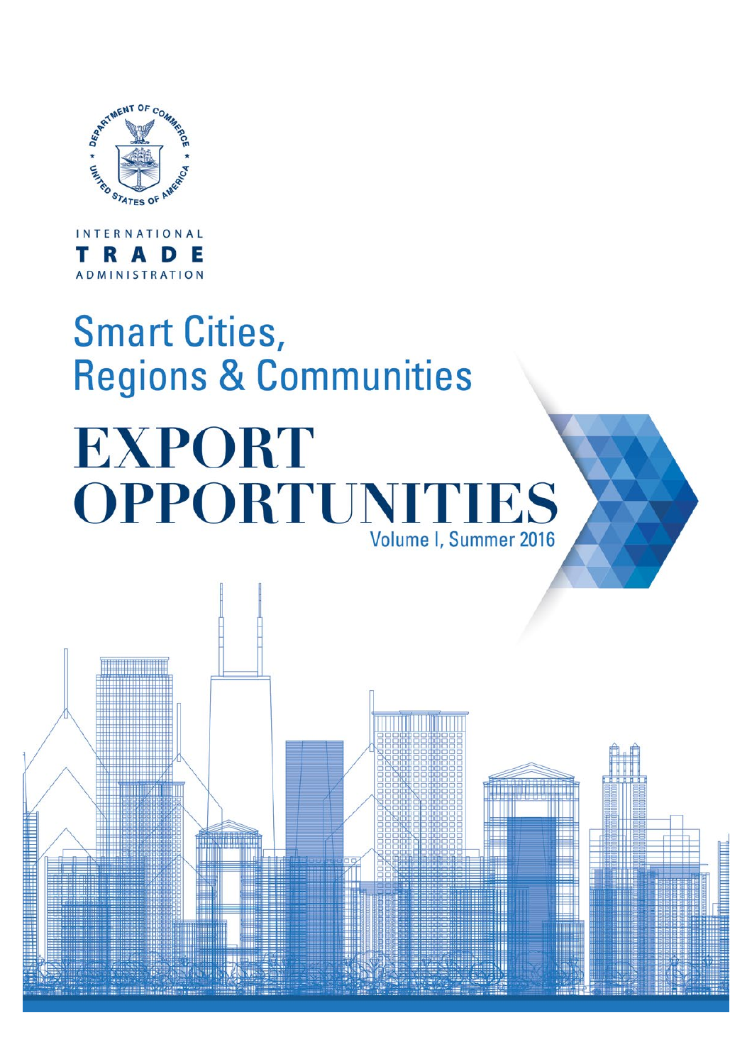INTERNATIONAL

TRADE

ADMINISTRATION

# Smart Cities, Regions & Communities

# EXPORT OPPORTUNITIES

Volume I, Summer 2016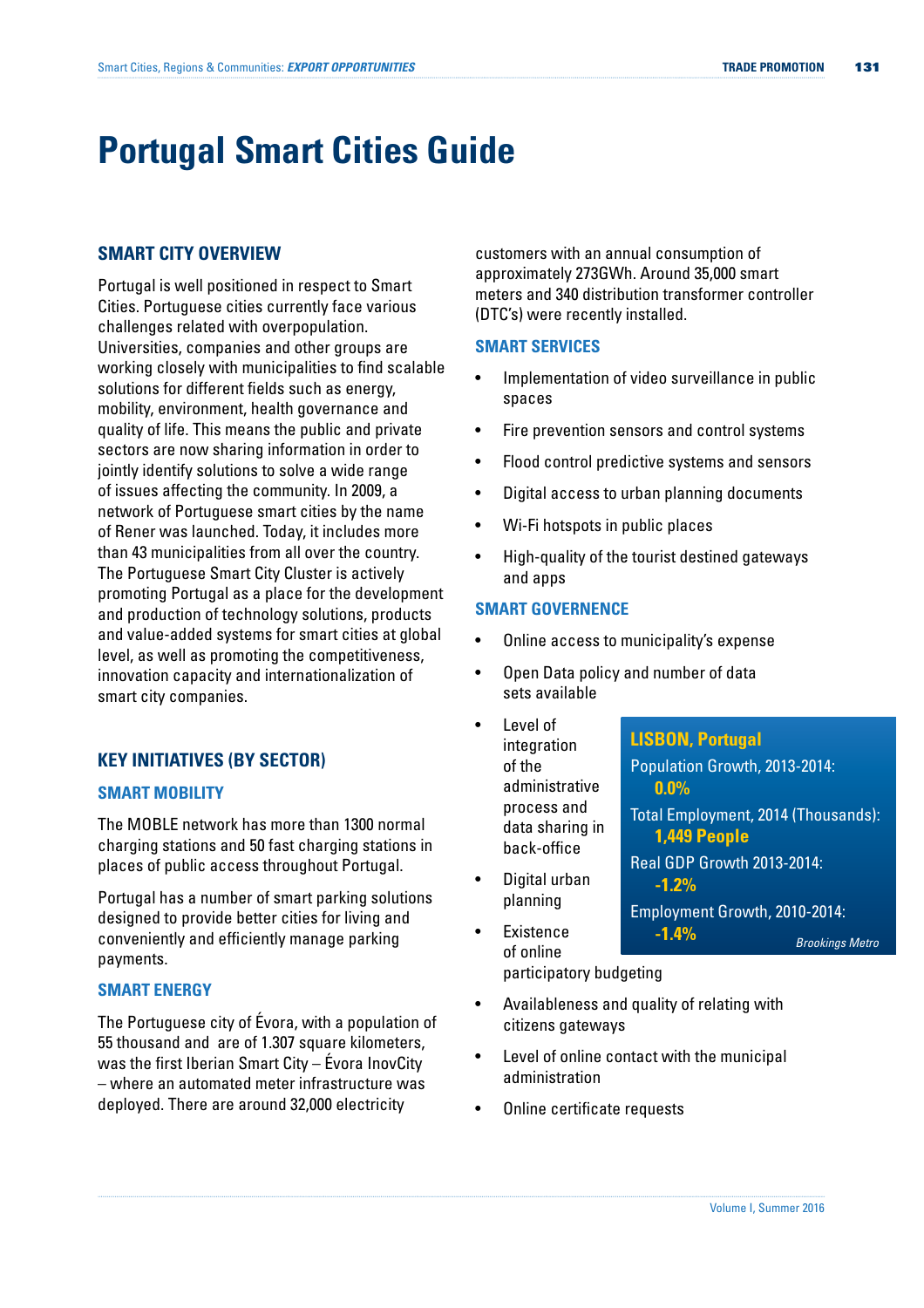# Portugal Smart Cities Guide

## SMART CITY OVERVIEW

Portugal is well positioned in respect to Smart Cities. Portuguese cities currently face various challenges related with overpopulation. Universities, companies and other groups are working closely with municipalities to find scalable solutions for different fields such as energy, mobility, environment, health governance and quality of life. This means the public and private sectors are now sharing information in order to jointly identify solutions to solve a wide range of issues affecting the community. In 2009, a network of Portuguese smart cities by the name of Rener was launched. Today, it includes more than 43 municipalities from all over the country. The Portuguese Smart City Cluster is actively promoting Portugal as a place for the development and production of technology solutions, products and value-added systems for smart cities at global level, as well as promoting the competitiveness, innovation capacity and internationalization of smart city companies.

## KEY INITIATIVES (BY SECTOR)

### SMART MOBILITY

The MOBLE network has more than 1300 normal charging stations and 50 fast charging stations in places of public access throughout Portugal.

Portugal has a number of smart parking solutions designed to provide better cities for living and conveniently and efficiently manage parking payments.

### SMART ENERGY

The Portuguese city of Évora, with a population of 55 thousand and are of 1.307 square kilometers, was the first Iberian Smart City – Évora InovCity – where an automated meter infrastructure was deployed. There are around 32,000 electricity customers with an annual consumption of approximately 273GWh. Around 35,000 smart meters and 340 distribution transformer controller (DTC's) were recently installed.

### SMART SERVICES

- Implementation of video surveillance in public spaces
- Fire prevention sensors and control systems
- Flood control predictive systems and sensors
- Digital access to urban planning documents
- Wi-Fi hotspots in public places
- High-quality of the tourist destined gateways and apps

### SMART GOVERNENCE

- Online access to municipality's expense
- Open Data policy and number of data sets available
- Level of integration of the administrative process and data sharing in back-office
- Digital urban planning
- Existence of online participatory budgeting
- Availableness and quality of relating with citizens gateways
- Level of online contact with the municipal administration
- Online certificate requests

**LISBON, Portugal**

Population Growth, 2013-2014:
**0.0%**

Total Employment, 2014 (Thousands):
**1,449 People**

Real GDP Growth 2013-2014:
**-1.2%**

Employment Growth, 2010-2014:
**-1.4%**

*Brookings Metro*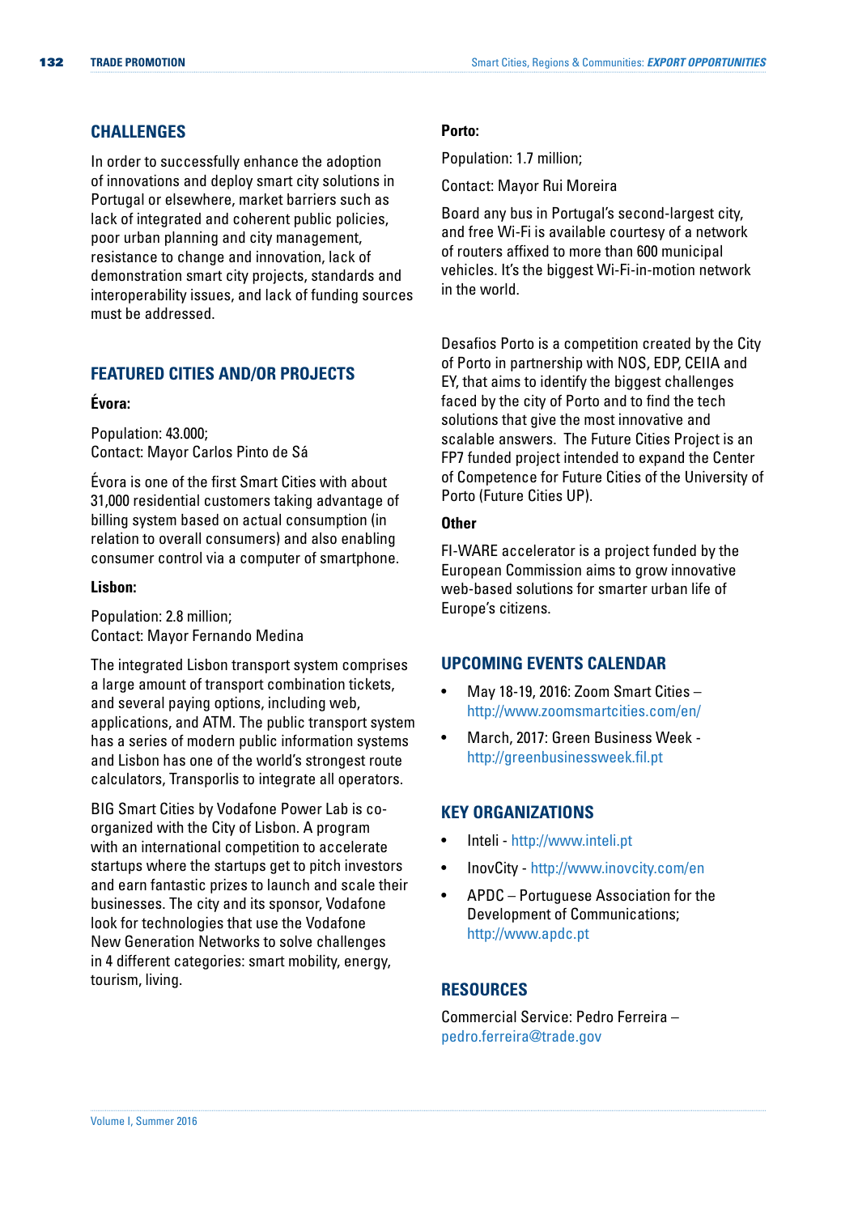## CHALLENGES

In order to successfully enhance the adoption of innovations and deploy smart city solutions in Portugal or elsewhere, market barriers such as lack of integrated and coherent public policies, poor urban planning and city management, resistance to change and innovation, lack of demonstration smart city projects, standards and interoperability issues, and lack of funding sources must be addressed.

## FEATURED CITIES AND/OR PROJECTS

### Évora:

Population: 43.000;
Contact: Mayor Carlos Pinto de Sá

Évora is one of the first Smart Cities with about 31,000 residential customers taking advantage of billing system based on actual consumption (in relation to overall consumers) and also enabling consumer control via a computer of smartphone.

### Lisbon:

Population: 2.8 million;
Contact: Mayor Fernando Medina

The integrated Lisbon transport system comprises a large amount of transport combination tickets, and several paying options, including web, applications, and ATM. The public transport system has a series of modern public information systems and Lisbon has one of the world's strongest route calculators, Transporlis to integrate all operators.

BIG Smart Cities by Vodafone Power Lab is co-organized with the City of Lisbon. A program with an international competition to accelerate startups where the startups get to pitch investors and earn fantastic prizes to launch and scale their businesses. The city and its sponsor, Vodafone look for technologies that use the Vodafone New Generation Networks to solve challenges in 4 different categories: smart mobility, energy, tourism, living.

### Porto:

Population: 1.7 million;

Contact: Mayor Rui Moreira

Board any bus in Portugal's second-largest city, and free Wi-Fi is available courtesy of a network of routers affixed to more than 600 municipal vehicles. It's the biggest Wi-Fi-in-motion network in the world.

Desafios Porto is a competition created by the City of Porto in partnership with NOS, EDP, CEIIA and EY, that aims to identify the biggest challenges faced by the city of Porto and to find the tech solutions that give the most innovative and scalable answers. The Future Cities Project is an FP7 funded project intended to expand the Center of Competence for Future Cities of the University of Porto (Future Cities UP).

### Other

FI-WARE accelerator is a project funded by the European Commission aims to grow innovative web-based solutions for smarter urban life of Europe's citizens.

## UPCOMING EVENTS CALENDAR

- May 18-19, 2016: Zoom Smart Cities – http://www.zoomsmartcities.com/en/
- March, 2017: Green Business Week - http://greenbusinessweek.fil.pt

## KEY ORGANIZATIONS

- Inteli - http://www.inteli.pt
- InovCity - http://www.inovcity.com/en
- APDC – Portuguese Association for the Development of Communications; http://www.apdc.pt

## RESOURCES

Commercial Service: Pedro Ferreira – pedro.ferreira@trade.gov